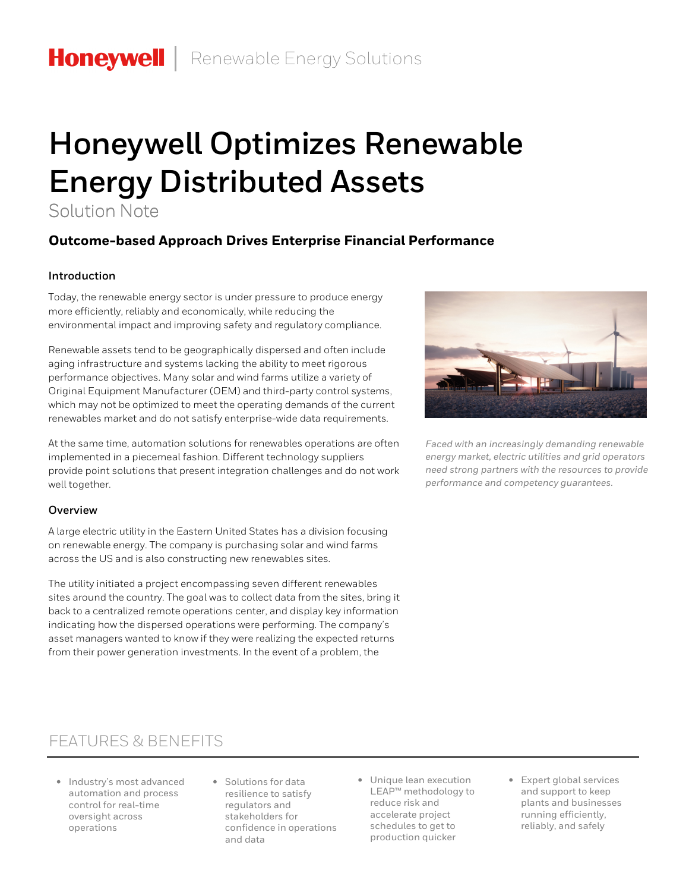Honeywell | Renewable Energy Solutions

# Honeywell Optimizes Renewable Energy Distributed Assets

Solution Note

### Outcome-based Approach Drives Enterprise Financial Performance

#### Introduction

Today, the renewable energy sector is under pressure to produce energy more efficiently, reliably and economically, while reducing the environmental impact and improving safety and regulatory compliance.

Renewable assets tend to be geographically dispersed and often include aging infrastructure and systems lacking the ability to meet rigorous performance objectives. Many solar and wind farms utilize a variety of Original Equipment Manufacturer (OEM) and third-party control systems, which may not be optimized to meet the operating demands of the current renewables market and do not satisfy enterprise-wide data requirements.

At the same time, automation solutions for renewables operations are often implemented in a piecemeal fashion. Different technology suppliers provide point solutions that present integration challenges and do not work well together.

*Faced with an increasingly demanding renewable energy market, electric utilities and grid operators need strong partners with the resources to provide performance and competency guarantees.*

#### Overview

A large electric utility in the Eastern United States has a division focusing on renewable energy. The company is purchasing solar and wind farms across the US and is also constructing new renewables sites.

The utility initiated a project encompassing seven different renewables sites around the country. The goal was to collect data from the sites, bring it back to a centralized remote operations center, and display key information indicating how the dispersed operations were performing. The company's asset managers wanted to know if they were realizing the expected returns from their power generation investments. In the event of a problem, the

## FEATURES & BENEFITS

- Industry's most advanced automation and process control for real-time oversight across operations
- Solutions for data resilience to satisfy regulators and stakeholders for confidence in operations and data
- Unique lean execution LEAP™ methodology to reduce risk and accelerate project schedules to get to production quicker
- Expert global services and support to keep plants and businesses running efficiently, reliably, and safely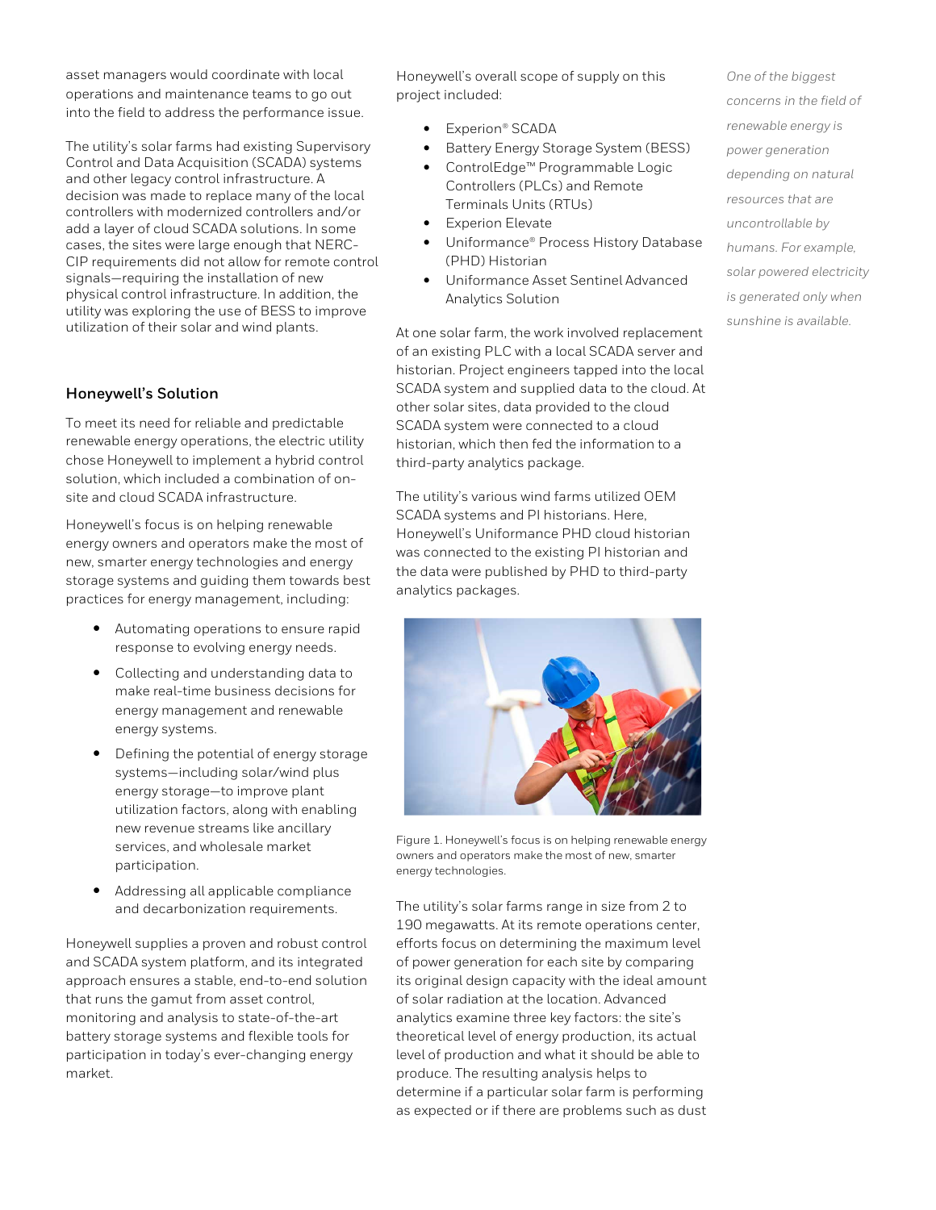asset managers would coordinate with local operations and maintenance teams to go out into the field to address the performance issue.

The utility's solar farms had existing Supervisory Control and Data Acquisition (SCADA) systems and other legacy control infrastructure. A decision was made to replace many of the local controllers with modernized controllers and/or add a layer of cloud SCADA solutions. In some cases, the sites were large enough that NERC-CIP requirements did not allow for remote control signals—requiring the installation of new physical control infrastructure. In addition, the utility was exploring the use of BESS to improve utilization of their solar and wind plants.

## Honeywell's Solution

To meet its need for reliable and predictable renewable energy operations, the electric utility chose Honeywell to implement a hybrid control solution, which included a combination of on-site and cloud SCADA infrastructure.

Honeywell's focus is on helping renewable energy owners and operators make the most of new, smarter energy technologies and energy storage systems and guiding them towards best practices for energy management, including:

- Automating operations to ensure rapid response to evolving energy needs.
- Collecting and understanding data to make real-time business decisions for energy management and renewable energy systems.
- Defining the potential of energy storage systems—including solar/wind plus energy storage—to improve plant utilization factors, along with enabling new revenue streams like ancillary services, and wholesale market participation.
- Addressing all applicable compliance and decarbonization requirements.

Honeywell supplies a proven and robust control and SCADA system platform, and its integrated approach ensures a stable, end-to-end solution that runs the gamut from asset control, monitoring and analysis to state-of-the-art battery storage systems and flexible tools for participation in today's ever-changing energy market.

Honeywell's overall scope of supply on this project included:

- Experion® SCADA
- Battery Energy Storage System (BESS)
- ControlEdge™ Programmable Logic Controllers (PLCs) and Remote Terminals Units (RTUs)
- Experion Elevate
- Uniformance® Process History Database (PHD) Historian
- Uniformance Asset Sentinel Advanced Analytics Solution

At one solar farm, the work involved replacement of an existing PLC with a local SCADA server and historian. Project engineers tapped into the local SCADA system and supplied data to the cloud. At other solar sites, data provided to the cloud SCADA system were connected to a cloud historian, which then fed the information to a third-party analytics package.

The utility's various wind farms utilized OEM SCADA systems and PI historians. Here, Honeywell's Uniformance PHD cloud historian was connected to the existing PI historian and the data were published by PHD to third-party analytics packages.

Figure 1. Honeywell's focus is on helping renewable energy owners and operators make the most of new, smarter energy technologies.

The utility's solar farms range in size from 2 to 190 megawatts. At its remote operations center, efforts focus on determining the maximum level of power generation for each site by comparing its original design capacity with the ideal amount of solar radiation at the location. Advanced analytics examine three key factors: the site's theoretical level of energy production, its actual level of production and what it should be able to produce. The resulting analysis helps to determine if a particular solar farm is performing as expected or if there are problems such as dust

*One of the biggest concerns in the field of renewable energy is power generation depending on natural resources that are uncontrollable by humans. For example, solar powered electricity is generated only when sunshine is available.*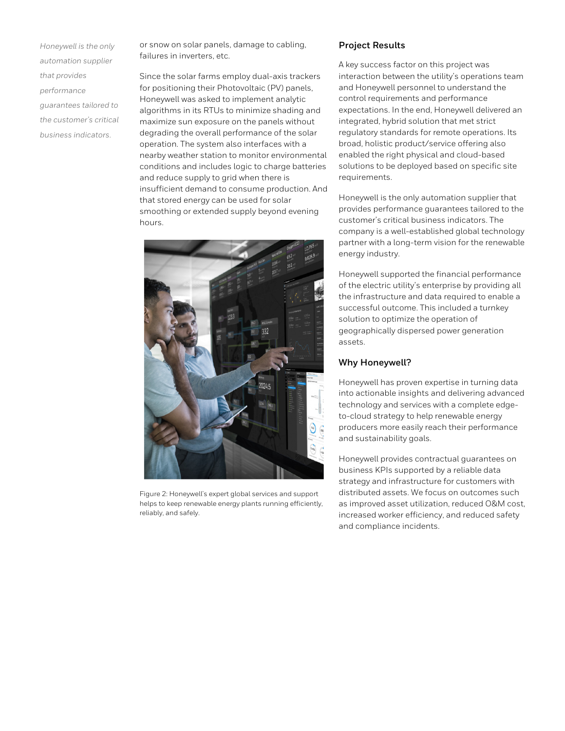*Honeywell is the only automation supplier that provides performance guarantees tailored to the customer's critical business indicators.*

or snow on solar panels, damage to cabling, failures in inverters, etc.

Since the solar farms employ dual-axis trackers for positioning their Photovoltaic (PV) panels, Honeywell was asked to implement analytic algorithms in its RTUs to minimize shading and maximize sun exposure on the panels without degrading the overall performance of the solar operation. The system also interfaces with a nearby weather station to monitor environmental conditions and includes logic to charge batteries and reduce supply to grid when there is insufficient demand to consume production. And that stored energy can be used for solar smoothing or extended supply beyond evening hours.

Figure 2: Honeywell's expert global services and support helps to keep renewable energy plants running efficiently, reliably, and safely.

### Project Results

A key success factor on this project was interaction between the utility's operations team and Honeywell personnel to understand the control requirements and performance expectations. In the end, Honeywell delivered an integrated, hybrid solution that met strict regulatory standards for remote operations. Its broad, holistic product/service offering also enabled the right physical and cloud-based solutions to be deployed based on specific site requirements.

Honeywell is the only automation supplier that provides performance guarantees tailored to the customer's critical business indicators. The company is a well-established global technology partner with a long-term vision for the renewable energy industry.

Honeywell supported the financial performance of the electric utility's enterprise by providing all the infrastructure and data required to enable a successful outcome. This included a turnkey solution to optimize the operation of geographically dispersed power generation assets.

### Why Honeywell?

Honeywell has proven expertise in turning data into actionable insights and delivering advanced technology and services with a complete edge-to-cloud strategy to help renewable energy producers more easily reach their performance and sustainability goals.

Honeywell provides contractual guarantees on business KPIs supported by a reliable data strategy and infrastructure for customers with distributed assets. We focus on outcomes such as improved asset utilization, reduced O&M cost, increased worker efficiency, and reduced safety and compliance incidents.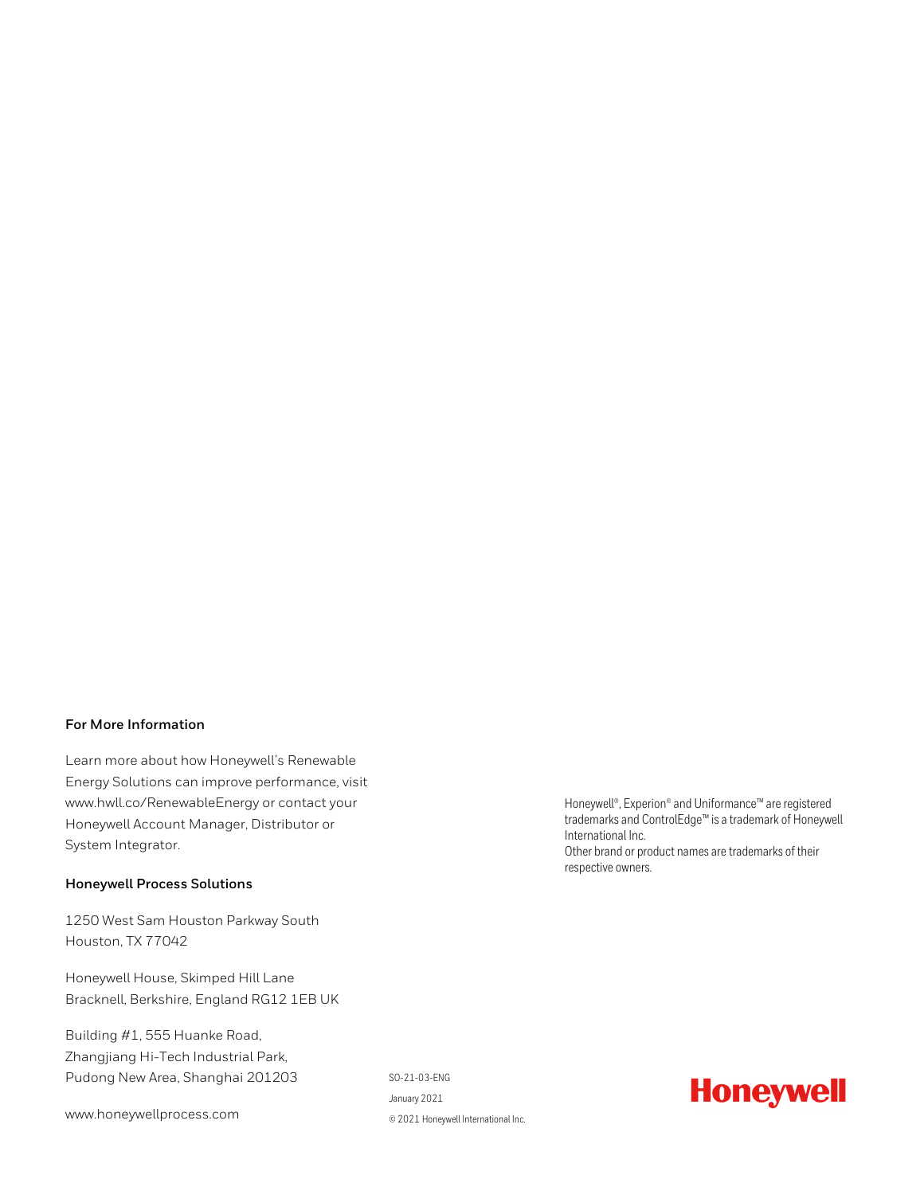### For More Information

Learn more about how Honeywell's Renewable Energy Solutions can improve performance, visit www.hwll.co/RenewableEnergy or contact your Honeywell Account Manager, Distributor or System Integrator.

### Honeywell Process Solutions

1250 West Sam Houston Parkway South
Houston, TX 77042

Honeywell House, Skimped Hill Lane
Bracknell, Berkshire, England RG12 1EB UK

Building #1, 555 Huanke Road,
Zhangjiang Hi-Tech Industrial Park,
Pudong New Area, Shanghai 201203

www.honeywellprocess.com

Honeywell®, Experion® and Uniformance™ are registered trademarks and ControlEdge™ is a trademark of Honeywell International Inc.
Other brand or product names are trademarks of their respective owners.

SO-21-03-ENG
January 2021
© 2021 Honeywell International Inc.

Honeywell